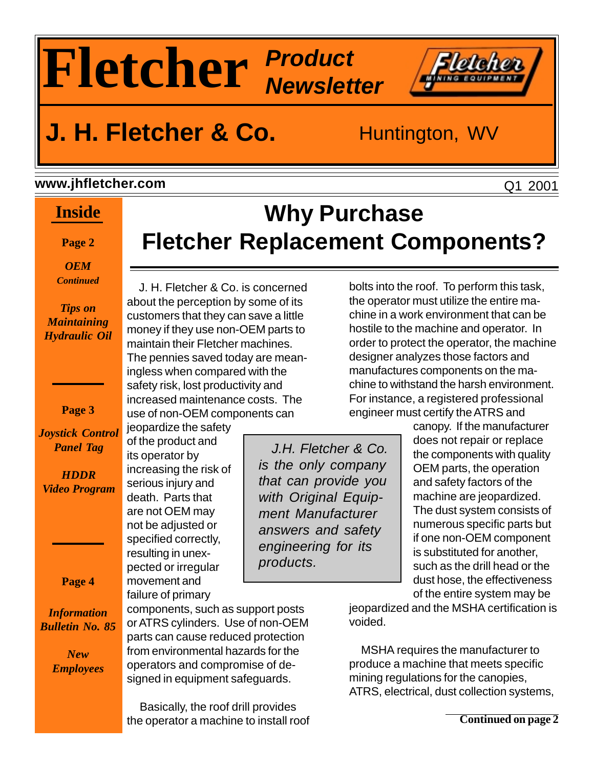# Fletcher Product Newsletter

## J. H. Fletcher & Co. Huntington, WV

www.jhfletcher.com

Q1 2001

**Inside**

**Page 2**

*OEM Continued*

*Tips on Maintaining Hydraulic Oil*

**Page 3**

*Joystick Control Panel Tag*

*HDDR Video Program*

**Page 4**

*Information Bulletin No. 85*

*New Employees*

# Why Purchase Fletcher Replacement Components?

J. H. Fletcher & Co. is concerned about the perception by some of its customers that they can save a little money if they use non-OEM parts to maintain their Fletcher machines. The pennies saved today are meaningless when compared with the safety risk, lost productivity and increased maintenance costs. The use of non-OEM components can jeopardize the safety of the product and its operator by increasing the risk of serious injury and death. Parts that are not OEM may not be adjusted or specified correctly, resulting in unexpected or irregular movement and failure of primary components, such as support posts or ATRS cylinders. Use of non-OEM parts can cause reduced protection from environmental hazards for the operators and compromise of designed in equipment safeguards.

> *J.H. Fletcher & Co. is the only company that can provide you with Original Equipment Manufacturer answers and safety engineering for its products.*

Basically, the roof drill provides the operator a machine to install roof bolts into the roof. To perform this task, the operator must utilize the entire machine in a work environment that can be hostile to the machine and operator. In order to protect the operator, the machine designer analyzes those factors and manufactures components on the machine to withstand the harsh environment. For instance, a registered professional engineer must certify the ATRS and canopy. If the manufacturer does not repair or replace the components with quality OEM parts, the operation and safety factors of the machine are jeopardized. The dust system consists of numerous specific parts but if one non-OEM component is substituted for another, such as the drill head or the dust hose, the effectiveness of the entire system may be jeopardized and the MSHA certification is voided.

MSHA requires the manufacturer to produce a machine that meets specific mining regulations for the canopies, ATRS, electrical, dust collection systems,

**Continued on page 2**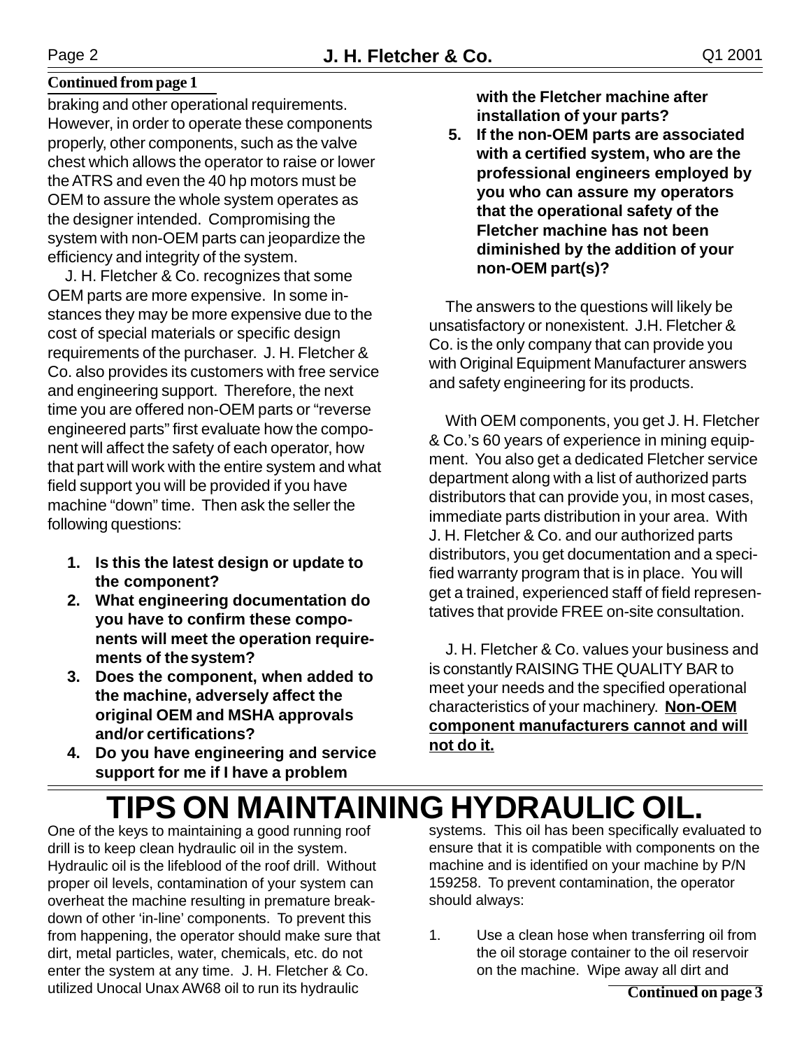**Continued from page 1**

braking and other operational requirements. However, in order to operate these components properly, other components, such as the valve chest which allows the operator to raise or lower the ATRS and even the 40 hp motors must be OEM to assure the whole system operates as the designer intended. Compromising the system with non-OEM parts can jeopardize the efficiency and integrity of the system.

J. H. Fletcher & Co. recognizes that some OEM parts are more expensive. In some instances they may be more expensive due to the cost of special materials or specific design requirements of the purchaser. J. H. Fletcher & Co. also provides its customers with free service and engineering support. Therefore, the next time you are offered non-OEM parts or "reverse engineered parts" first evaluate how the component will affect the safety of each operator, how that part will work with the entire system and what field support you will be provided if you have machine "down" time. Then ask the seller the following questions:

1. **Is this the latest design or update to the component?**
2. **What engineering documentation do you have to confirm these components will meet the operation requirements of the system?**
3. **Does the component, when added to the machine, adversely affect the original OEM and MSHA approvals and/or certifications?**
4. **Do you have engineering and service support for me if I have a problem with the Fletcher machine after installation of your parts?**
5. **If the non-OEM parts are associated with a certified system, who are the professional engineers employed by you who can assure my operators that the operational safety of the Fletcher machine has not been diminished by the addition of your non-OEM part(s)?**

The answers to the questions will likely be unsatisfactory or nonexistent. J.H. Fletcher & Co. is the only company that can provide you with Original Equipment Manufacturer answers and safety engineering for its products.

With OEM components, you get J. H. Fletcher & Co.'s 60 years of experience in mining equipment. You also get a dedicated Fletcher service department along with a list of authorized parts distributors that can provide you, in most cases, immediate parts distribution in your area. With J. H. Fletcher & Co. and our authorized parts distributors, you get documentation and a specified warranty program that is in place. You will get a trained, experienced staff of field representatives that provide FREE on-site consultation.

J. H. Fletcher & Co. values your business and is constantly RAISING THE QUALITY BAR to meet your needs and the specified operational characteristics of your machinery. **Non-OEM component manufacturers cannot and will not do it.**

# TIPS ON MAINTAINING HYDRAULIC OIL.

One of the keys to maintaining a good running roof drill is to keep clean hydraulic oil in the system. Hydraulic oil is the lifeblood of the roof drill. Without proper oil levels, contamination of your system can overheat the machine resulting in premature breakdown of other 'in-line' components. To prevent this from happening, the operator should make sure that dirt, metal particles, water, chemicals, etc. do not enter the system at any time. J. H. Fletcher & Co. utilized Unocal Unax AW68 oil to run its hydraulic systems. This oil has been specifically evaluated to ensure that it is compatible with components on the machine and is identified on your machine by P/N 159258. To prevent contamination, the operator should always:

1. Use a clean hose when transferring oil from the oil storage container to the oil reservoir on the machine. Wipe away all dirt and

**Continued on page 3**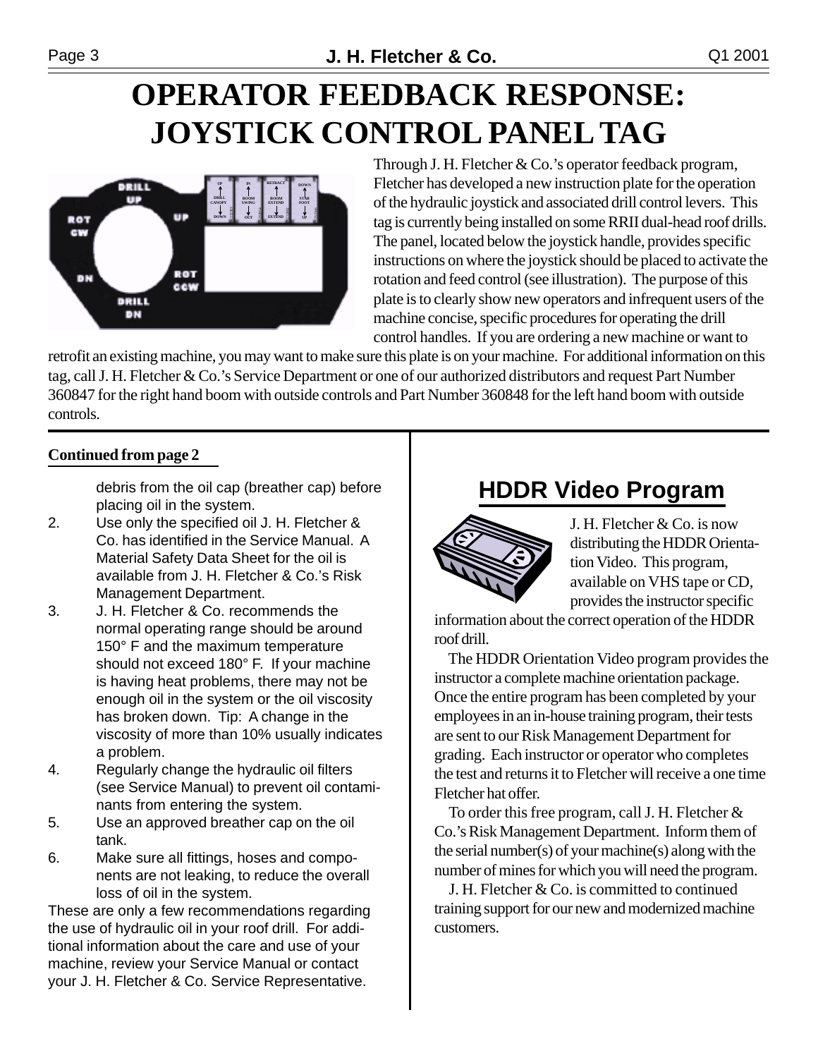# OPERATOR FEEDBACK RESPONSE: JOYSTICK CONTROL PANEL TAG

Through J. H. Fletcher & Co.'s operator feedback program, Fletcher has developed a new instruction plate for the operation of the hydraulic joystick and associated drill control levers. This tag is currently being installed on some RRII dual-head roof drills. The panel, located below the joystick handle, provides specific instructions on where the joystick should be placed to activate the rotation and feed control (see illustration). The purpose of this plate is to clearly show new operators and infrequent users of the machine concise, specific procedures for operating the drill control handles. If you are ordering a new machine or want to retrofit an existing machine, you may want to make sure this plate is on your machine. For additional information on this tag, call J. H. Fletcher & Co.'s Service Department or one of our authorized distributors and request Part Number 360847 for the right hand boom with outside controls and Part Number 360848 for the left hand boom with outside controls.

**Continued from page 2**

debris from the oil cap (breather cap) before placing oil in the system.

2. Use only the specified oil J. H. Fletcher & Co. has identified in the Service Manual. A Material Safety Data Sheet for the oil is available from J. H. Fletcher & Co.'s Risk Management Department.
3. J. H. Fletcher & Co. recommends the normal operating range should be around 150° F and the maximum temperature should not exceed 180° F. If your machine is having heat problems, there may not be enough oil in the system or the oil viscosity has broken down. Tip: A change in the viscosity of more than 10% usually indicates a problem.
4. Regularly change the hydraulic oil filters (see Service Manual) to prevent oil contaminants from entering the system.
5. Use an approved breather cap on the oil tank.
6. Make sure all fittings, hoses and components are not leaking, to reduce the overall loss of oil in the system.

These are only a few recommendations regarding the use of hydraulic oil in your roof drill. For additional information about the care and use of your machine, review your Service Manual or contact your J. H. Fletcher & Co. Service Representative.

## HDDR Video Program

J. H. Fletcher & Co. is now distributing the HDDR Orientation Video. This program, available on VHS tape or CD, provides the instructor specific information about the correct operation of the HDDR roof drill.

The HDDR Orientation Video program provides the instructor a complete machine orientation package. Once the entire program has been completed by your employees in an in-house training program, their tests are sent to our Risk Management Department for grading. Each instructor or operator who completes the test and returns it to Fletcher will receive a one time Fletcher hat offer.

To order this free program, call J. H. Fletcher & Co.'s Risk Management Department. Inform them of the serial number(s) of your machine(s) along with the number of mines for which you will need the program.

J. H. Fletcher & Co. is committed to continued training support for our new and modernized machine customers.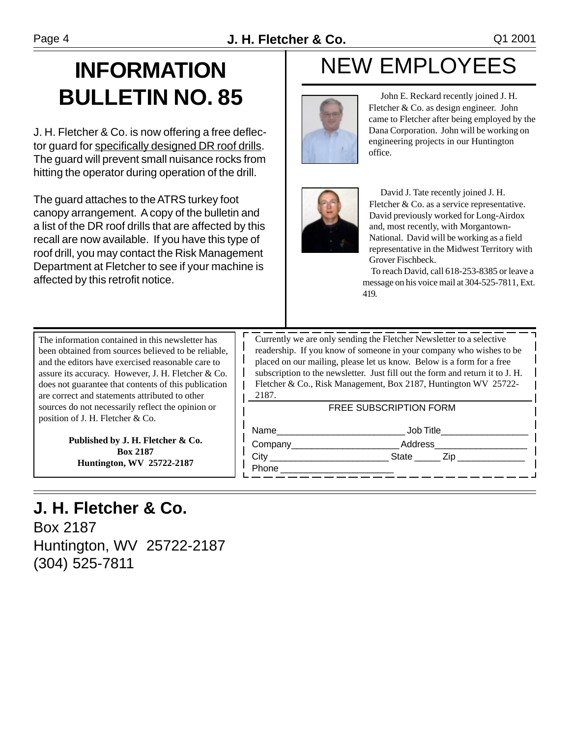# INFORMATION BULLETIN NO. 85

J. H. Fletcher & Co. is now offering a free deflector guard for specifically designed DR roof drills. The guard will prevent small nuisance rocks from hitting the operator during operation of the drill.

The guard attaches to the ATRS turkey foot canopy arrangement. A copy of the bulletin and a list of the DR roof drills that are affected by this recall are now available. If you have this type of roof drill, you may contact the Risk Management Department at Fletcher to see if your machine is affected by this retrofit notice.

# NEW EMPLOYEES

John E. Reckard recently joined J. H. Fletcher & Co. as design engineer. John came to Fletcher after being employed by the Dana Corporation. John will be working on engineering projects in our Huntington office.

David J. Tate recently joined J. H. Fletcher & Co. as a service representative. David previously worked for Long-Airdox and, most recently, with Morgantown-National. David will be working as a field representative in the Midwest Territory with Grover Fischbeck.

To reach David, call 618-253-8385 or leave a message on his voice mail at 304-525-7811, Ext. 419.

---

The information contained in this newsletter has been obtained from sources believed to be reliable, and the editors have exercised reasonable care to assure its accuracy. However, J. H. Fletcher & Co. does not guarantee that contents of this publication are correct and statements attributed to other sources do not necessarily reflect the opinion or position of J. H. Fletcher & Co.

**Published by J. H. Fletcher & Co.**
**Box 2187**
**Huntington, WV 25722-2187**

Currently we are only sending the Fletcher Newsletter to a selective readership. If you know of someone in your company who wishes to be placed on our mailing, please let us know. Below is a form for a free subscription to the newsletter. Just fill out the form and return it to J. H. Fletcher & Co., Risk Management, Box 2187, Huntington WV 25722-2187.

FREE SUBSCRIPTION FORM

Name_________________________ Job Title_________________

Company_____________________ Address__________________

City _______________________ State _____ Zip _____________

Phone ______________________

---

**J. H. Fletcher & Co.**
Box 2187
Huntington, WV 25722-2187
(304) 525-7811